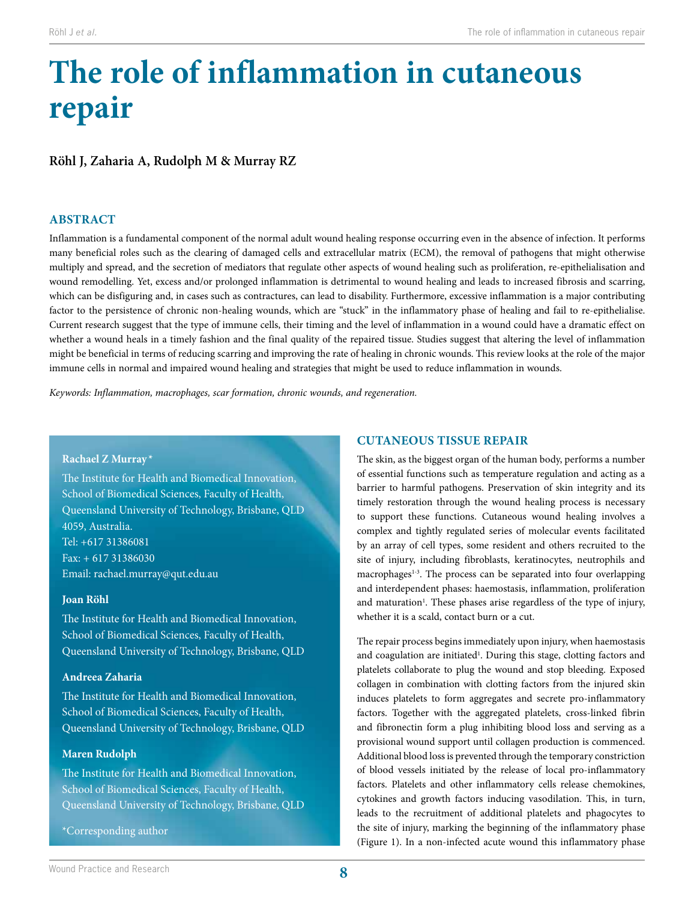# The role of inflammation in cutaneous repair

**Röhl J, Zaharia A, Rudolph M & Murray RZ**

## ABSTRACT

Inflammation is a fundamental component of the normal adult wound healing response occurring even in the absence of infection. It performs many beneficial roles such as the clearing of damaged cells and extracellular matrix (ECM), the removal of pathogens that might otherwise multiply and spread, and the secretion of mediators that regulate other aspects of wound healing such as proliferation, re-epithelialisation and wound remodelling. Yet, excess and/or prolonged inflammation is detrimental to wound healing and leads to increased fibrosis and scarring, which can be disfiguring and, in cases such as contractures, can lead to disability. Furthermore, excessive inflammation is a major contributing factor to the persistence of chronic non-healing wounds, which are "stuck" in the inflammatory phase of healing and fail to re-epithelialise. Current research suggest that the type of immune cells, their timing and the level of inflammation in a wound could have a dramatic effect on whether a wound heals in a timely fashion and the final quality of the repaired tissue. Studies suggest that altering the level of inflammation might be beneficial in terms of reducing scarring and improving the rate of healing in chronic wounds. This review looks at the role of the major immune cells in normal and impaired wound healing and strategies that might be used to reduce inflammation in wounds.

*Keywords: Inflammation, macrophages, scar formation, chronic wounds, and regeneration.*

**Rachael Z Murray***

The Institute for Health and Biomedical Innovation, School of Biomedical Sciences, Faculty of Health, Queensland University of Technology, Brisbane, QLD 4059, Australia.
Tel: +617 31386081
Fax: + 617 31386030
Email: rachael.murray@qut.edu.au

**Joan Röhl**

The Institute for Health and Biomedical Innovation, School of Biomedical Sciences, Faculty of Health, Queensland University of Technology, Brisbane, QLD

**Andreea Zaharia**

The Institute for Health and Biomedical Innovation, School of Biomedical Sciences, Faculty of Health, Queensland University of Technology, Brisbane, QLD

**Maren Rudolph**

The Institute for Health and Biomedical Innovation, School of Biomedical Sciences, Faculty of Health, Queensland University of Technology, Brisbane, QLD

*Corresponding author

## CUTANEOUS TISSUE REPAIR

The skin, as the biggest organ of the human body, performs a number of essential functions such as temperature regulation and acting as a barrier to harmful pathogens. Preservation of skin integrity and its timely restoration through the wound healing process is necessary to support these functions. Cutaneous wound healing involves a complex and tightly regulated series of molecular events facilitated by an array of cell types, some resident and others recruited to the site of injury, including fibroblasts, keratinocytes, neutrophils and macrophages[1-3]. The process can be separated into four overlapping and interdependent phases: haemostasis, inflammation, proliferation and maturation[1]. These phases arise regardless of the type of injury, whether it is a scald, contact burn or a cut.

The repair process begins immediately upon injury, when haemostasis and coagulation are initiated[1]. During this stage, clotting factors and platelets collaborate to plug the wound and stop bleeding. Exposed collagen in combination with clotting factors from the injured skin induces platelets to form aggregates and secrete pro-inflammatory factors. Together with the aggregated platelets, cross-linked fibrin and fibronectin form a plug inhibiting blood loss and serving as a provisional wound support until collagen production is commenced. Additional blood loss is prevented through the temporary constriction of blood vessels initiated by the release of local pro-inflammatory factors. Platelets and other inflammatory cells release chemokines, cytokines and growth factors inducing vasodilation. This, in turn, leads to the recruitment of additional platelets and phagocytes to the site of injury, marking the beginning of the inflammatory phase (Figure 1). In a non-infected acute wound this inflammatory phase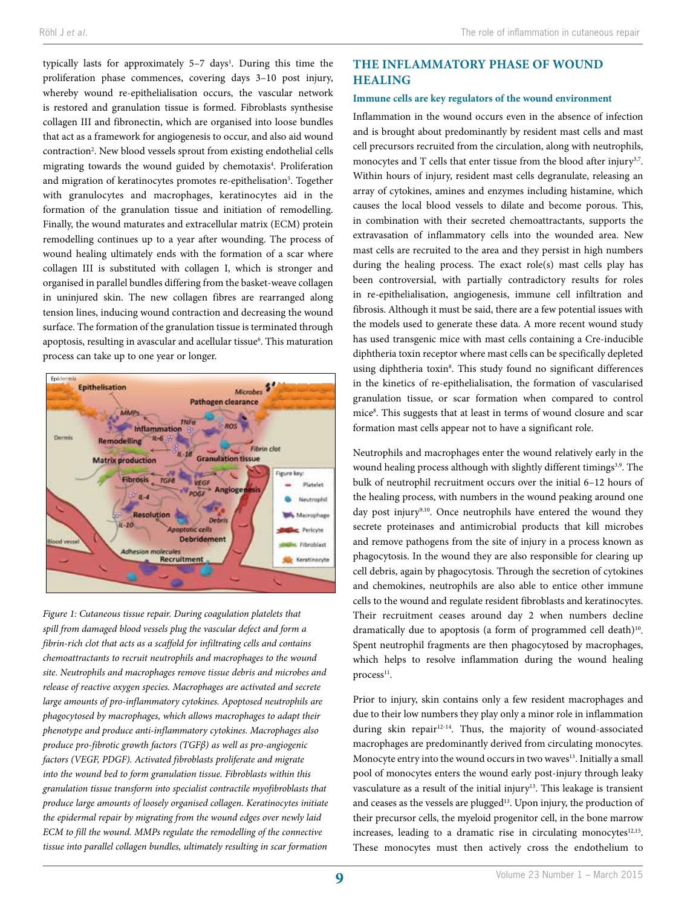typically lasts for approximately 5–7 days[1]. During this time the proliferation phase commences, covering days 3–10 post injury, whereby wound re-epithelialisation occurs, the vascular network is restored and granulation tissue is formed. Fibroblasts synthesise collagen III and fibronectin, which are organised into loose bundles that act as a framework for angiogenesis to occur, and also aid wound contraction[2]. New blood vessels sprout from existing endothelial cells migrating towards the wound guided by chemotaxis[4]. Proliferation and migration of keratinocytes promotes re-epithelialisation[5]. Together with granulocytes and macrophages, keratinocytes aid in the formation of the granulation tissue and initiation of remodelling. Finally, the wound maturates and extracellular matrix (ECM) protein remodelling continues up to a year after wounding. The process of wound healing ultimately ends with the formation of a scar where collagen III is substituted with collagen I, which is stronger and organised in parallel bundles differing from the basket-weave collagen in uninjured skin. The new collagen fibres are rearranged along tension lines, inducing wound contraction and decreasing the wound surface. The formation of the granulation tissue is terminated through apoptosis, resulting in avascular and acellular tissue[6]. This maturation process can take up to one year or longer.

*Figure 1: Cutaneous tissue repair. During coagulation platelets that spill from damaged blood vessels plug the vascular defect and form a fibrin-rich clot that acts as a scaffold for infiltrating cells and contains chemoattractants to recruit neutrophils and macrophages to the wound site. Neutrophils and macrophages remove tissue debris and microbes and release of reactive oxygen species. Macrophages are activated and secrete large amounts of pro-inflammatory cytokines. Apoptosed neutrophils are phagocytosed by macrophages, which allows macrophages to adapt their phenotype and produce anti-inflammatory cytokines. Macrophages also produce pro-fibrotic growth factors (TGFβ) as well as pro-angiogenic factors (VEGF, PDGF). Activated fibroblasts proliferate and migrate into the wound bed to form granulation tissue. Fibroblasts within this granulation tissue transform into specialist contractile myofibroblasts that produce large amounts of loosely organised collagen. Keratinocytes initiate the epidermal repair by migrating from the wound edges over newly laid ECM to fill the wound. MMPs regulate the remodelling of the connective tissue into parallel collagen bundles, ultimately resulting in scar formation*

## THE INFLAMMATORY PHASE OF WOUND HEALING

### Immune cells are key regulators of the wound environment

Inflammation in the wound occurs even in the absence of infection and is brought about predominantly by resident mast cells and mast cell precursors recruited from the circulation, along with neutrophils, monocytes and T cells that enter tissue from the blood after injury[3,7]. Within hours of injury, resident mast cells degranulate, releasing an array of cytokines, amines and enzymes including histamine, which causes the local blood vessels to dilate and become porous. This, in combination with their secreted chemoattractants, supports the extravasation of inflammatory cells into the wounded area. New mast cells are recruited to the area and they persist in high numbers during the healing process. The exact role(s) mast cells play has been controversial, with partially contradictory results for roles in re-epithelialisation, angiogenesis, immune cell infiltration and fibrosis. Although it must be said, there are a few potential issues with the models used to generate these data. A more recent wound study has used transgenic mice with mast cells containing a Cre-inducible diphtheria toxin receptor where mast cells can be specifically depleted using diphtheria toxin[8]. This study found no significant differences in the kinetics of re-epithelialisation, the formation of vascularised granulation tissue, or scar formation when compared to control mice[8]. This suggests that at least in terms of wound closure and scar formation mast cells appear not to have a significant role.

Neutrophils and macrophages enter the wound relatively early in the wound healing process although with slightly different timings[3,9]. The bulk of neutrophil recruitment occurs over the initial 6–12 hours of the healing process, with numbers in the wound peaking around one day post injury[9,10]. Once neutrophils have entered the wound they secrete proteinases and antimicrobial products that kill microbes and remove pathogens from the site of injury in a process known as phagocytosis. In the wound they are also responsible for clearing up cell debris, again by phagocytosis. Through the secretion of cytokines and chemokines, neutrophils are also able to entice other immune cells to the wound and regulate resident fibroblasts and keratinocytes. Their recruitment ceases around day 2 when numbers decline dramatically due to apoptosis (a form of programmed cell death)[10]. Spent neutrophil fragments are then phagocytosed by macrophages, which helps to resolve inflammation during the wound healing process[11].

Prior to injury, skin contains only a few resident macrophages and due to their low numbers they play only a minor role in inflammation during skin repair[12-14]. Thus, the majority of wound-associated macrophages are predominantly derived from circulating monocytes. Monocyte entry into the wound occurs in two waves[13]. Initially a small pool of monocytes enters the wound early post-injury through leaky vasculature as a result of the initial injury[13]. This leakage is transient and ceases as the vessels are plugged[13]. Upon injury, the production of their precursor cells, the myeloid progenitor cell, in the bone marrow increases, leading to a dramatic rise in circulating monocytes[12,15]. These monocytes must then actively cross the endothelium to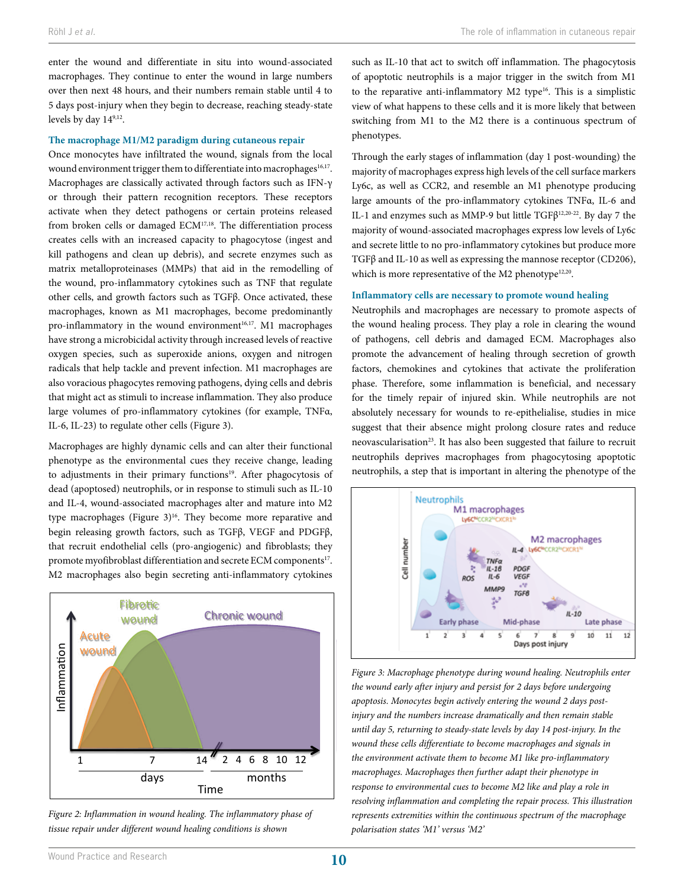enter the wound and differentiate in situ into wound-associated macrophages. They continue to enter the wound in large numbers over then next 48 hours, and their numbers remain stable until 4 to 5 days post-injury when they begin to decrease, reaching steady-state levels by day 14[9,12].

### The macrophage M1/M2 paradigm during cutaneous repair

Once monocytes have infiltrated the wound, signals from the local wound environment trigger them to differentiate into macrophages[16,17]. Macrophages are classically activated through factors such as IFN-γ or through their pattern recognition receptors. These receptors activate when they detect pathogens or certain proteins released from broken cells or damaged ECM[17,18]. The differentiation process creates cells with an increased capacity to phagocytose (ingest and kill pathogens and clean up debris), and secrete enzymes such as matrix metalloproteinases (MMPs) that aid in the remodelling of the wound, pro-inflammatory cytokines such as TNF that regulate other cells, and growth factors such as TGFβ. Once activated, these macrophages, known as M1 macrophages, become predominantly pro-inflammatory in the wound environment[16,17]. M1 macrophages have strong a microbicidal activity through increased levels of reactive oxygen species, such as superoxide anions, oxygen and nitrogen radicals that help tackle and prevent infection. M1 macrophages are also voracious phagocytes removing pathogens, dying cells and debris that might act as stimuli to increase inflammation. They also produce large volumes of pro-inflammatory cytokines (for example, TNFα, IL-6, IL-23) to regulate other cells (Figure 3).

Macrophages are highly dynamic cells and can alter their functional phenotype as the environmental cues they receive change, leading to adjustments in their primary functions[19]. After phagocytosis of dead (apoptosed) neutrophils, or in response to stimuli such as IL-10 and IL-4, wound-associated macrophages alter and mature into M2 type macrophages (Figure 3)[16]. They become more reparative and begin releasing growth factors, such as TGFβ, VEGF and PDGFβ, that recruit endothelial cells (pro-angiogenic) and fibroblasts; they promote myofibroblast differentiation and secrete ECM components[17]. M2 macrophages also begin secreting anti-inflammatory cytokines such as IL-10 that act to switch off inflammation. The phagocytosis of apoptotic neutrophils is a major trigger in the switch from M1 to the reparative anti-inflammatory M2 type[16]. This is a simplistic view of what happens to these cells and it is more likely that between switching from M1 to the M2 there is a continuous spectrum of phenotypes.

Through the early stages of inflammation (day 1 post-wounding) the majority of macrophages express high levels of the cell surface markers Ly6c, as well as CCR2, and resemble an M1 phenotype producing large amounts of the pro-inflammatory cytokines TNFα, IL-6 and IL-1 and enzymes such as MMP-9 but little TGFβ[12,20-22]. By day 7 the majority of wound-associated macrophages express low levels of Ly6c and secrete little to no pro-inflammatory cytokines but produce more TGFβ and IL-10 as well as expressing the mannose receptor (CD206), which is more representative of the M2 phenotype[12,20].

### Inflammatory cells are necessary to promote wound healing

Neutrophils and macrophages are necessary to promote aspects of the wound healing process. They play a role in clearing the wound of pathogens, cell debris and damaged ECM. Macrophages also promote the advancement of healing through secretion of growth factors, chemokines and cytokines that activate the proliferation phase. Therefore, some inflammation is beneficial, and necessary for the timely repair of injured skin. While neutrophils are not absolutely necessary for wounds to re-epithelialise, studies in mice suggest that their absence might prolong closure rates and reduce neovascularisation[23]. It has also been suggested that failure to recruit neutrophils deprives macrophages from phagocytosing apoptotic neutrophils, a step that is important in altering the phenotype of the

*Figure 2: Inflammation in wound healing. The inflammatory phase of tissue repair under different wound healing conditions is shown*

*Figure 3: Macrophage phenotype during wound healing. Neutrophils enter the wound early after injury and persist for 2 days before undergoing apoptosis. Monocytes begin actively entering the wound 2 days post-injury and the numbers increase dramatically and then remain stable until day 5, returning to steady-state levels by day 14 post-injury. In the wound these cells differentiate to become macrophages and signals in the environment activate them to become M1 like pro-inflammatory macrophages. Macrophages then further adapt their phenotype in response to environmental cues to become M2 like and play a role in resolving inflammation and completing the repair process. This illustration represents extremities within the continuous spectrum of the macrophage polarisation states 'M1' versus 'M2'*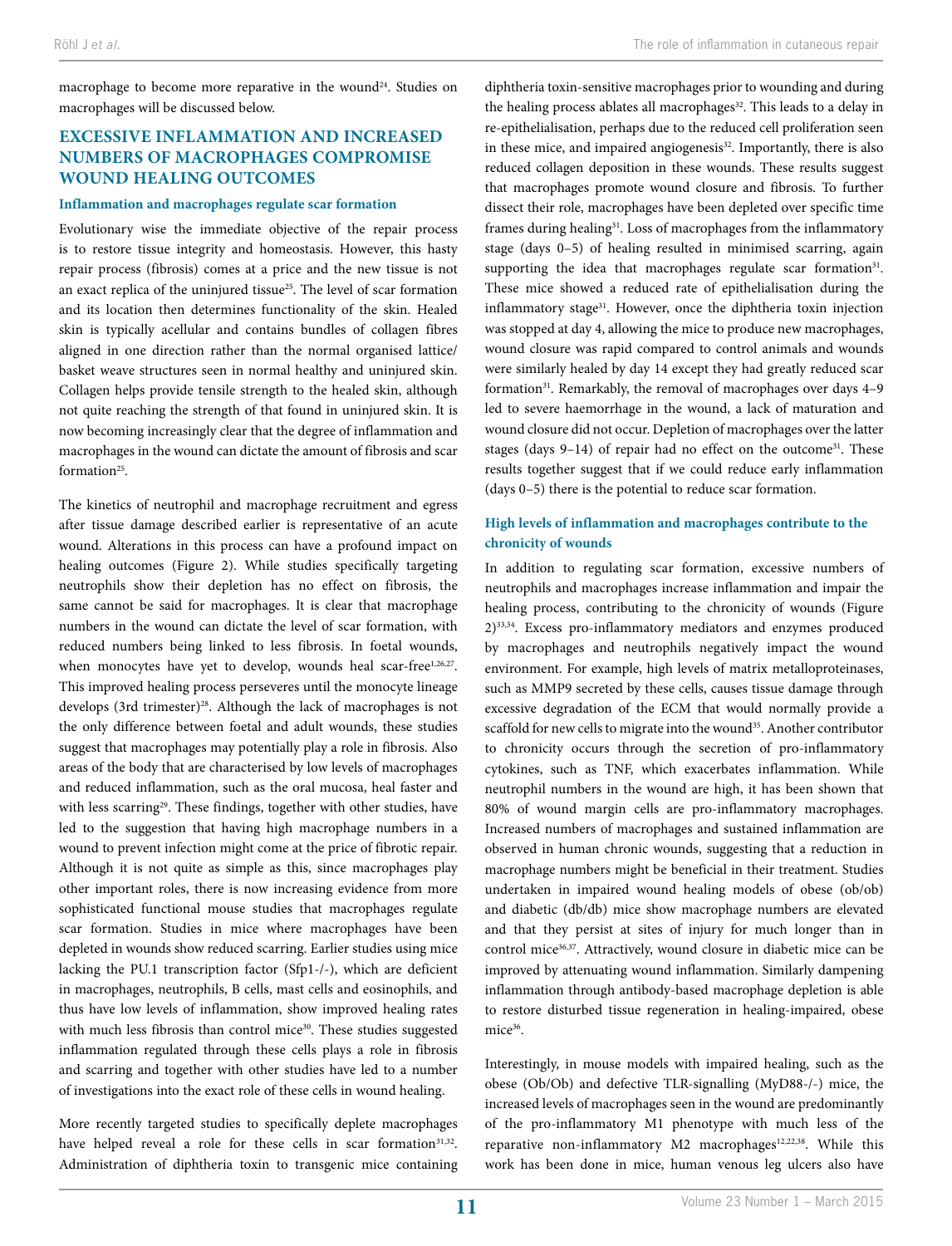macrophage to become more reparative in the wound[24]. Studies on macrophages will be discussed below.

## EXCESSIVE INFLAMMATION AND INCREASED NUMBERS OF MACROPHAGES COMPROMISE WOUND HEALING OUTCOMES

### Inflammation and macrophages regulate scar formation

Evolutionary wise the immediate objective of the repair process is to restore tissue integrity and homeostasis. However, this hasty repair process (fibrosis) comes at a price and the new tissue is not an exact replica of the uninjured tissue[25]. The level of scar formation and its location then determines functionality of the skin. Healed skin is typically acellular and contains bundles of collagen fibres aligned in one direction rather than the normal organised lattice/basket weave structures seen in normal healthy and uninjured skin. Collagen helps provide tensile strength to the healed skin, although not quite reaching the strength of that found in uninjured skin. It is now becoming increasingly clear that the degree of inflammation and macrophages in the wound can dictate the amount of fibrosis and scar formation[25].

The kinetics of neutrophil and macrophage recruitment and egress after tissue damage described earlier is representative of an acute wound. Alterations in this process can have a profound impact on healing outcomes (Figure 2). While studies specifically targeting neutrophils show their depletion has no effect on fibrosis, the same cannot be said for macrophages. It is clear that macrophage numbers in the wound can dictate the level of scar formation, with reduced numbers being linked to less fibrosis. In foetal wounds, when monocytes have yet to develop, wounds heal scar-free[1,26,27]. This improved healing process perseveres until the monocyte lineage develops (3rd trimester)[28]. Although the lack of macrophages is not the only difference between foetal and adult wounds, these studies suggest that macrophages may potentially play a role in fibrosis. Also areas of the body that are characterised by low levels of macrophages and reduced inflammation, such as the oral mucosa, heal faster and with less scarring[29]. These findings, together with other studies, have led to the suggestion that having high macrophage numbers in a wound to prevent infection might come at the price of fibrotic repair. Although it is not quite as simple as this, since macrophages play other important roles, there is now increasing evidence from more sophisticated functional mouse studies that macrophages regulate scar formation. Studies in mice where macrophages have been depleted in wounds show reduced scarring. Earlier studies using mice lacking the PU.1 transcription factor (Sfp1-/-), which are deficient in macrophages, neutrophils, B cells, mast cells and eosinophils, and thus have low levels of inflammation, show improved healing rates with much less fibrosis than control mice[30]. These studies suggested inflammation regulated through these cells plays a role in fibrosis and scarring and together with other studies have led to a number of investigations into the exact role of these cells in wound healing.

More recently targeted studies to specifically deplete macrophages have helped reveal a role for these cells in scar formation[31,32]. Administration of diphtheria toxin to transgenic mice containing diphtheria toxin-sensitive macrophages prior to wounding and during the healing process ablates all macrophages[32]. This leads to a delay in re-epithelialisation, perhaps due to the reduced cell proliferation seen in these mice, and impaired angiogenesis[32]. Importantly, there is also reduced collagen deposition in these wounds. These results suggest that macrophages promote wound closure and fibrosis. To further dissect their role, macrophages have been depleted over specific time frames during healing[31]. Loss of macrophages from the inflammatory stage (days 0–5) of healing resulted in minimised scarring, again supporting the idea that macrophages regulate scar formation[31]. These mice showed a reduced rate of epithelialisation during the inflammatory stage[31]. However, once the diphtheria toxin injection was stopped at day 4, allowing the mice to produce new macrophages, wound closure was rapid compared to control animals and wounds were similarly healed by day 14 except they had greatly reduced scar formation[31]. Remarkably, the removal of macrophages over days 4–9 led to severe haemorrhage in the wound, a lack of maturation and wound closure did not occur. Depletion of macrophages over the latter stages (days 9–14) of repair had no effect on the outcome[31]. These results together suggest that if we could reduce early inflammation (days 0–5) there is the potential to reduce scar formation.

### High levels of inflammation and macrophages contribute to the chronicity of wounds

In addition to regulating scar formation, excessive numbers of neutrophils and macrophages increase inflammation and impair the healing process, contributing to the chronicity of wounds (Figure 2)[33,34]. Excess pro-inflammatory mediators and enzymes produced by macrophages and neutrophils negatively impact the wound environment. For example, high levels of matrix metalloproteinases, such as MMP9 secreted by these cells, causes tissue damage through excessive degradation of the ECM that would normally provide a scaffold for new cells to migrate into the wound[35]. Another contributor to chronicity occurs through the secretion of pro-inflammatory cytokines, such as TNF, which exacerbates inflammation. While neutrophil numbers in the wound are high, it has been shown that 80% of wound margin cells are pro-inflammatory macrophages. Increased numbers of macrophages and sustained inflammation are observed in human chronic wounds, suggesting that a reduction in macrophage numbers might be beneficial in their treatment. Studies undertaken in impaired wound healing models of obese (ob/ob) and diabetic (db/db) mice show macrophage numbers are elevated and that they persist at sites of injury for much longer than in control mice[36,37]. Attractively, wound closure in diabetic mice can be improved by attenuating wound inflammation. Similarly dampening inflammation through antibody-based macrophage depletion is able to restore disturbed tissue regeneration in healing-impaired, obese mice[36].

Interestingly, in mouse models with impaired healing, such as the obese (Ob/Ob) and defective TLR-signalling (MyD88-/-) mice, the increased levels of macrophages seen in the wound are predominantly of the pro-inflammatory M1 phenotype with much less of the reparative non-inflammatory M2 macrophages[12,22,38]. While this work has been done in mice, human venous leg ulcers also have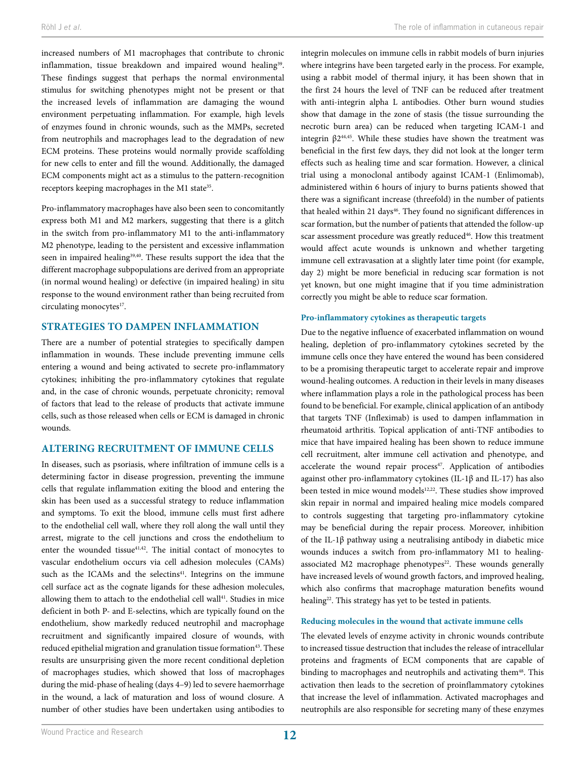increased numbers of M1 macrophages that contribute to chronic inflammation, tissue breakdown and impaired wound healing[39]. These findings suggest that perhaps the normal environmental stimulus for switching phenotypes might not be present or that the increased levels of inflammation are damaging the wound environment perpetuating inflammation. For example, high levels of enzymes found in chronic wounds, such as the MMPs, secreted from neutrophils and macrophages lead to the degradation of new ECM proteins. These proteins would normally provide scaffolding for new cells to enter and fill the wound. Additionally, the damaged ECM components might act as a stimulus to the pattern-recognition receptors keeping macrophages in the M1 state[35].

Pro-inflammatory macrophages have also been seen to concomitantly express both M1 and M2 markers, suggesting that there is a glitch in the switch from pro-inflammatory M1 to the anti-inflammatory M2 phenotype, leading to the persistent and excessive inflammation seen in impaired healing[39,40]. These results support the idea that the different macrophage subpopulations are derived from an appropriate (in normal wound healing) or defective (in impaired healing) in situ response to the wound environment rather than being recruited from circulating monocytes[17].

## STRATEGIES TO DAMPEN INFLAMMATION

There are a number of potential strategies to specifically dampen inflammation in wounds. These include preventing immune cells entering a wound and being activated to secrete pro-inflammatory cytokines; inhibiting the pro-inflammatory cytokines that regulate and, in the case of chronic wounds, perpetuate chronicity; removal of factors that lead to the release of products that activate immune cells, such as those released when cells or ECM is damaged in chronic wounds.

## ALTERING RECRUITMENT OF IMMUNE CELLS

In diseases, such as psoriasis, where infiltration of immune cells is a determining factor in disease progression, preventing the immune cells that regulate inflammation exiting the blood and entering the skin has been used as a successful strategy to reduce inflammation and symptoms. To exit the blood, immune cells must first adhere to the endothelial cell wall, where they roll along the wall until they arrest, migrate to the cell junctions and cross the endothelium to enter the wounded tissue[41,42]. The initial contact of monocytes to vascular endothelium occurs via cell adhesion molecules (CAMs) such as the ICAMs and the selectins[41]. Integrins on the immune cell surface act as the cognate ligands for these adhesion molecules, allowing them to attach to the endothelial cell wall[41]. Studies in mice deficient in both P- and E-selectins, which are typically found on the endothelium, show markedly reduced neutrophil and macrophage recruitment and significantly impaired closure of wounds, with reduced epithelial migration and granulation tissue formation[43]. These results are unsurprising given the more recent conditional depletion of macrophages studies, which showed that loss of macrophages during the mid-phase of healing (days 4–9) led to severe haemorrhage in the wound, a lack of maturation and loss of wound closure. A number of other studies have been undertaken using antibodies to integrin molecules on immune cells in rabbit models of burn injuries where integrins have been targeted early in the process. For example, using a rabbit model of thermal injury, it has been shown that in the first 24 hours the level of TNF can be reduced after treatment with anti-integrin alpha L antibodies. Other burn wound studies show that damage in the zone of stasis (the tissue surrounding the necrotic burn area) can be reduced when targeting ICAM-1 and integrin β2[44,45]. While these studies have shown the treatment was beneficial in the first few days, they did not look at the longer term effects such as healing time and scar formation. However, a clinical trial using a monoclonal antibody against ICAM-1 (Enlimomab), administered within 6 hours of injury to burns patients showed that there was a significant increase (threefold) in the number of patients that healed within 21 days[46]. They found no significant differences in scar formation, but the number of patients that attended the follow-up scar assessment procedure was greatly reduced[46]. How this treatment would affect acute wounds is unknown and whether targeting immune cell extravasation at a slightly later time point (for example, day 2) might be more beneficial in reducing scar formation is not yet known, but one might imagine that if you time administration correctly you might be able to reduce scar formation.

### Pro-inflammatory cytokines as therapeutic targets

Due to the negative influence of exacerbated inflammation on wound healing, depletion of pro-inflammatory cytokines secreted by the immune cells once they have entered the wound has been considered to be a promising therapeutic target to accelerate repair and improve wound-healing outcomes. A reduction in their levels in many diseases where inflammation plays a role in the pathological process has been found to be beneficial. For example, clinical application of an antibody that targets TNF (Infleximab) is used to dampen inflammation in rheumatoid arthritis. Topical application of anti-TNF antibodies to mice that have impaired healing has been shown to reduce immune cell recruitment, alter immune cell activation and phenotype, and accelerate the wound repair process[47]. Application of antibodies against other pro-inflammatory cytokines (IL-1β and IL-17) has also been tested in mice wound models[12,22]. These studies show improved skin repair in normal and impaired healing mice models compared to controls suggesting that targeting pro-inflammatory cytokine may be beneficial during the repair process. Moreover, inhibition of the IL-1β pathway using a neutralising antibody in diabetic mice wounds induces a switch from pro-inflammatory M1 to healing-associated M2 macrophage phenotypes[22]. These wounds generally have increased levels of wound growth factors, and improved healing, which also confirms that macrophage maturation benefits wound healing[22]. This strategy has yet to be tested in patients.

### Reducing molecules in the wound that activate immune cells

The elevated levels of enzyme activity in chronic wounds contribute to increased tissue destruction that includes the release of intracellular proteins and fragments of ECM components that are capable of binding to macrophages and neutrophils and activating them[48]. This activation then leads to the secretion of proinflammatory cytokines that increase the level of inflammation. Activated macrophages and neutrophils are also responsible for secreting many of these enzymes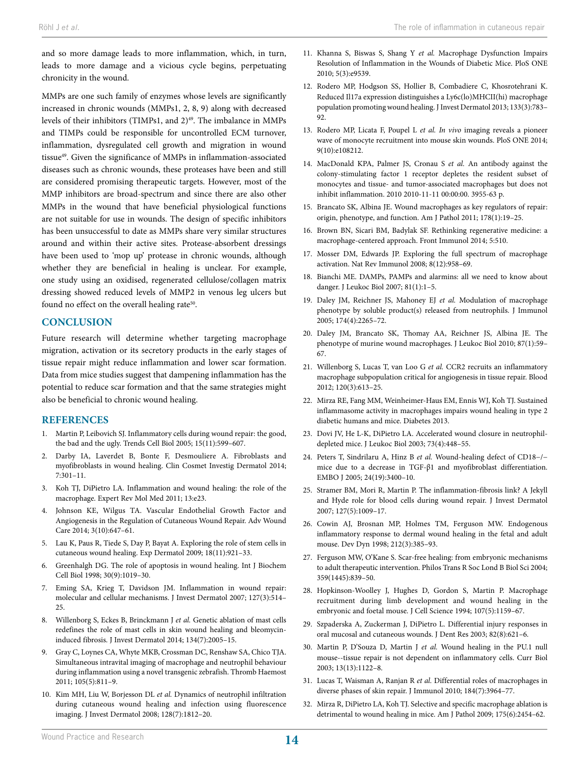and so more damage leads to more inflammation, which, in turn, leads to more damage and a vicious cycle begins, perpetuating chronicity in the wound.

MMPs are one such family of enzymes whose levels are significantly increased in chronic wounds (MMPs1, 2, 8, 9) along with decreased levels of their inhibitors (TIMPs1, and 2)[49]. The imbalance in MMPs and TIMPs could be responsible for uncontrolled ECM turnover, inflammation, dysregulated cell growth and migration in wound tissue[49]. Given the significance of MMPs in inflammation-associated diseases such as chronic wounds, these proteases have been and still are considered promising therapeutic targets. However, most of the MMP inhibitors are broad-spectrum and since there are also other MMPs in the wound that have beneficial physiological functions are not suitable for use in wounds. The design of specific inhibitors has been unsuccessful to date as MMPs share very similar structures around and within their active sites. Protease-absorbent dressings have been used to 'mop up' protease in chronic wounds, although whether they are beneficial in healing is unclear. For example, one study using an oxidised, regenerated cellulose/collagen matrix dressing showed reduced levels of MMP2 in venous leg ulcers but found no effect on the overall healing rate[50].

## CONCLUSION

Future research will determine whether targeting macrophage migration, activation or its secretory products in the early stages of tissue repair might reduce inflammation and lower scar formation. Data from mice studies suggest that dampening inflammation has the potential to reduce scar formation and that the same strategies might also be beneficial to chronic wound healing.

## REFERENCES

1. Martin P, Leibovich SJ. Inflammatory cells during wound repair: the good, the bad and the ugly. Trends Cell Biol 2005; 15(11):599–607.
2. Darby IA, Laverdet B, Bonte F, Desmouliere A. Fibroblasts and myofibroblasts in wound healing. Clin Cosmet Investig Dermatol 2014; 7:301–11.
3. Koh TJ, DiPietro LA. Inflammation and wound healing: the role of the macrophage. Expert Rev Mol Med 2011; 13:e23.
4. Johnson KE, Wilgus TA. Vascular Endothelial Growth Factor and Angiogenesis in the Regulation of Cutaneous Wound Repair. Adv Wound Care 2014; 3(10):647–61.
5. Lau K, Paus R, Tiede S, Day P, Bayat A. Exploring the role of stem cells in cutaneous wound healing. Exp Dermatol 2009; 18(11):921–33.
6. Greenhalgh DG. The role of apoptosis in wound healing. Int J Biochem Cell Biol 1998; 30(9):1019–30.
7. Eming SA, Krieg T, Davidson JM. Inflammation in wound repair: molecular and cellular mechanisms. J Invest Dermatol 2007; 127(3):514–25.
8. Willenborg S, Eckes B, Brinckmann J *et al.* Genetic ablation of mast cells redefines the role of mast cells in skin wound healing and bleomycin-induced fibrosis. J Invest Dermatol 2014; 134(7):2005–15.
9. Gray C, Loynes CA, Whyte MKB, Crossman DC, Renshaw SA, Chico TJA. Simultaneous intravital imaging of macrophage and neutrophil behaviour during inflammation using a novel transgenic zebrafish. Thromb Haemost 2011; 105(5):811–9.
10. Kim MH, Liu W, Borjesson DL *et al.* Dynamics of neutrophil infiltration during cutaneous wound healing and infection using fluorescence imaging. J Invest Dermatol 2008; 128(7):1812–20.
11. Khanna S, Biswas S, Shang Y *et al.* Macrophage Dysfunction Impairs Resolution of Inflammation in the Wounds of Diabetic Mice. PloS ONE 2010; 5(3):e9539.
12. Rodero MP, Hodgson SS, Hollier B, Combadiere C, Khosrotehrani K. Reduced Il17a expression distinguishes a Ly6c(lo)MHCII(hi) macrophage population promoting wound healing. J Invest Dermatol 2013; 133(3):783–92.
13. Rodero MP, Licata F, Poupel L *et al. In vivo* imaging reveals a pioneer wave of monocyte recruitment into mouse skin wounds. PloS ONE 2014; 9(10):e108212.
14. MacDonald KPA, Palmer JS, Cronau S *et al.* An antibody against the colony-stimulating factor 1 receptor depletes the resident subset of monocytes and tissue- and tumor-associated macrophages but does not inhibit inflammation. 2010 2010-11-11 00:00:00. 3955-63 p.
15. Brancato SK, Albina JE. Wound macrophages as key regulators of repair: origin, phenotype, and function. Am J Pathol 2011; 178(1):19–25.
16. Brown BN, Sicari BM, Badylak SF. Rethinking regenerative medicine: a macrophage-centered approach. Front Immunol 2014; 5:510.
17. Mosser DM, Edwards JP. Exploring the full spectrum of macrophage activation. Nat Rev Immunol 2008; 8(12):958–69.
18. Bianchi ME. DAMPs, PAMPs and alarmins: all we need to know about danger. J Leukoc Biol 2007; 81(1):1–5.
19. Daley JM, Reichner JS, Mahoney EJ *et al.* Modulation of macrophage phenotype by soluble product(s) released from neutrophils. J Immunol 2005; 174(4):2265–72.
20. Daley JM, Brancato SK, Thomay AA, Reichner JS, Albina JE. The phenotype of murine wound macrophages. J Leukoc Biol 2010; 87(1):59–67.
21. Willenborg S, Lucas T, van Loo G *et al.* CCR2 recruits an inflammatory macrophage subpopulation critical for angiogenesis in tissue repair. Blood 2012; 120(3):613–25.
22. Mirza RE, Fang MM, Weinheimer-Haus EM, Ennis WJ, Koh TJ. Sustained inflammasome activity in macrophages impairs wound healing in type 2 diabetic humans and mice. Diabetes 2013.
23. Dovi JV, He L-K, DiPietro LA. Accelerated wound closure in neutrophil-depleted mice. J Leukoc Biol 2003; 73(4):448–55.
24. Peters T, Sindrilaru A, Hinz B *et al.* Wound-healing defect of CD18−/− mice due to a decrease in TGF-β1 and myofibroblast differentiation. EMBO J 2005; 24(19):3400–10.
25. Stramer BM, Mori R, Martin P. The inflammation-fibrosis link? A Jekyll and Hyde role for blood cells during wound repair. J Invest Dermatol 2007; 127(5):1009–17.
26. Cowin AJ, Brosnan MP, Holmes TM, Ferguson MW. Endogenous inflammatory response to dermal wound healing in the fetal and adult mouse. Dev Dyn 1998; 212(3):385–93.
27. Ferguson MW, O'Kane S. Scar-free healing: from embryonic mechanisms to adult therapeutic intervention. Philos Trans R Soc Lond B Biol Sci 2004; 359(1445):839–50.
28. Hopkinson-Woolley J, Hughes D, Gordon S, Martin P. Macrophage recruitment during limb development and wound healing in the embryonic and foetal mouse. J Cell Science 1994; 107(5):1159–67.
29. Szpaderska A, Zuckerman J, DiPietro L. Differential injury responses in oral mucosal and cutaneous wounds. J Dent Res 2003; 82(8):621–6.
30. Martin P, D'Souza D, Martin J *et al.* Wound healing in the PU.1 null mouse--tissue repair is not dependent on inflammatory cells. Curr Biol 2003; 13(13):1122–8.
31. Lucas T, Waisman A, Ranjan R *et al.* Differential roles of macrophages in diverse phases of skin repair. J Immunol 2010; 184(7):3964–77.
32. Mirza R, DiPietro LA, Koh TJ. Selective and specific macrophage ablation is detrimental to wound healing in mice. Am J Pathol 2009; 175(6):2454–62.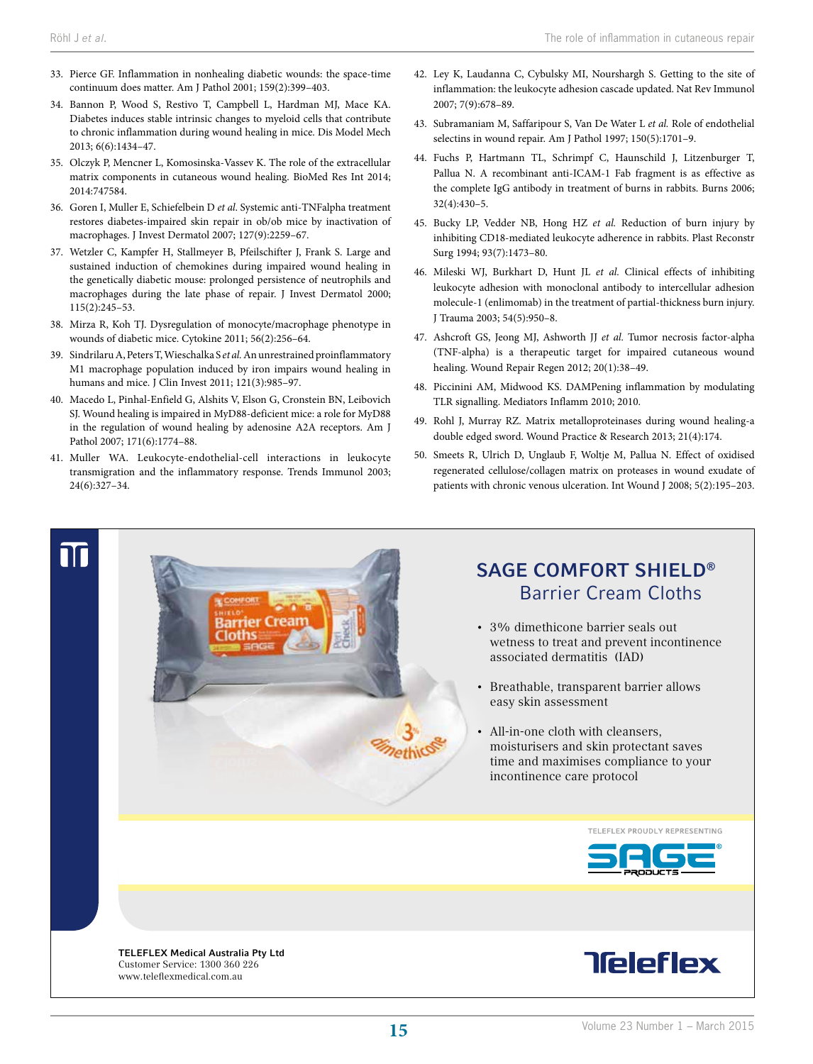33. Pierce GF. Inflammation in nonhealing diabetic wounds: the space-time continuum does matter. Am J Pathol 2001; 159(2):399–403.
34. Bannon P, Wood S, Restivo T, Campbell L, Hardman MJ, Mace KA. Diabetes induces stable intrinsic changes to myeloid cells that contribute to chronic inflammation during wound healing in mice. Dis Model Mech 2013; 6(6):1434–47.
35. Olczyk P, Mencner L, Komosinska-Vassev K. The role of the extracellular matrix components in cutaneous wound healing. BioMed Res Int 2014; 2014:747584.
36. Goren I, Muller E, Schiefelbein D *et al*. Systemic anti-TNFalpha treatment restores diabetes-impaired skin repair in ob/ob mice by inactivation of macrophages. J Invest Dermatol 2007; 127(9):2259–67.
37. Wetzler C, Kampfer H, Stallmeyer B, Pfeilschifter J, Frank S. Large and sustained induction of chemokines during impaired wound healing in the genetically diabetic mouse: prolonged persistence of neutrophils and macrophages during the late phase of repair. J Invest Dermatol 2000; 115(2):245–53.
38. Mirza R, Koh TJ. Dysregulation of monocyte/macrophage phenotype in wounds of diabetic mice. Cytokine 2011; 56(2):256–64.
39. Sindrilaru A, Peters T, Wieschalka S *et al.* An unrestrained proinflammatory M1 macrophage population induced by iron impairs wound healing in humans and mice. J Clin Invest 2011; 121(3):985–97.
40. Macedo L, Pinhal-Enfield G, Alshits V, Elson G, Cronstein BN, Leibovich SJ. Wound healing is impaired in MyD88-deficient mice: a role for MyD88 in the regulation of wound healing by adenosine A2A receptors. Am J Pathol 2007; 171(6):1774–88.
41. Muller WA. Leukocyte-endothelial-cell interactions in leukocyte transmigration and the inflammatory response. Trends Immunol 2003; 24(6):327–34.
42. Ley K, Laudanna C, Cybulsky MI, Nourshargh S. Getting to the site of inflammation: the leukocyte adhesion cascade updated. Nat Rev Immunol 2007; 7(9):678–89.
43. Subramaniam M, Saffaripour S, Van De Water L *et al.* Role of endothelial selectins in wound repair. Am J Pathol 1997; 150(5):1701–9.
44. Fuchs P, Hartmann TL, Schrimpf C, Haunschild J, Litzenburger T, Pallua N. A recombinant anti-ICAM-1 Fab fragment is as effective as the complete IgG antibody in treatment of burns in rabbits. Burns 2006; 32(4):430–5.
45. Bucky LP, Vedder NB, Hong HZ *et al.* Reduction of burn injury by inhibiting CD18-mediated leukocyte adherence in rabbits. Plast Reconstr Surg 1994; 93(7):1473–80.
46. Mileski WJ, Burkhart D, Hunt JL *et al.* Clinical effects of inhibiting leukocyte adhesion with monoclonal antibody to intercellular adhesion molecule-1 (enlimomab) in the treatment of partial-thickness burn injury. J Trauma 2003; 54(5):950–8.
47. Ashcroft GS, Jeong MJ, Ashworth JJ *et al.* Tumor necrosis factor-alpha (TNF-alpha) is a therapeutic target for impaired cutaneous wound healing. Wound Repair Regen 2012; 20(1):38–49.
48. Piccinini AM, Midwood KS. DAMPening inflammation by modulating TLR signalling. Mediators Inflamm 2010; 2010.
49. Rohl J, Murray RZ. Matrix metalloproteinases during wound healing-a double edged sword. Wound Practice & Research 2013; 21(4):174.
50. Smeets R, Ulrich D, Unglaub F, Woltje M, Pallua N. Effect of oxidised regenerated cellulose/collagen matrix on proteases in wound exudate of patients with chronic venous ulceration. Int Wound J 2008; 5(2):195–203.

**SAGE COMFORT SHIELD®**
**Barrier Cream Cloths**

- 3% dimethicone barrier seals out wetness to treat and prevent incontinence associated dermatitis (IAD)
- Breathable, transparent barrier allows easy skin assessment
- All-in-one cloth with cleansers, moisturisers and skin protectant saves time and maximises compliance to your incontinence care protocol

TELEFLEX PROUDLY REPRESENTING SAGE PRODUCTS

**TELEFLEX Medical Australia Pty Ltd**
Customer Service: 1300 360 226
www.teleflexmedical.com.au

Teleflex